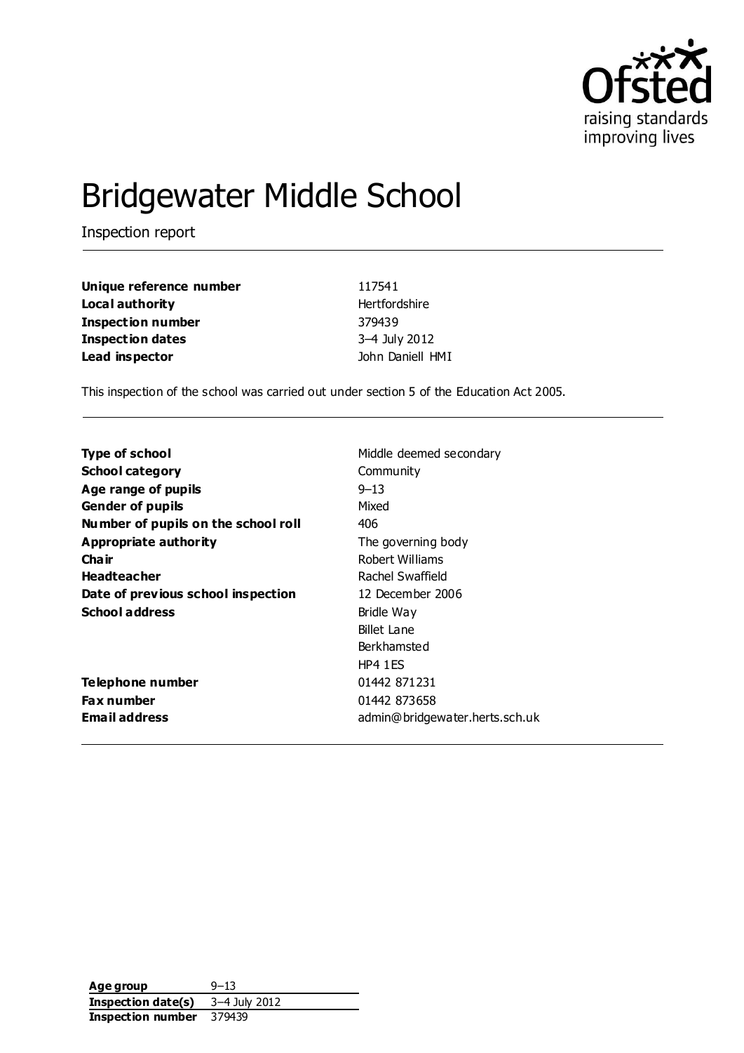# Bridgewater Middle School

Inspection report

| | |
|---|---|
| **Unique reference number** | 117541 |
| **Local authority** | Hertfordshire |
| **Inspection number** | 379439 |
| **Inspection dates** | 3–4 July 2012 |
| **Lead inspector** | John Daniell HMI |

This inspection of the school was carried out under section 5 of the Education Act 2005.

| | |
|---|---|
| **Type of school** | Middle deemed secondary |
| **School category** | Community |
| **Age range of pupils** | 9–13 |
| **Gender of pupils** | Mixed |
| **Number of pupils on the school roll** | 406 |
| **Appropriate authority** | The governing body |
| **Chair** | Robert Williams |
| **Headteacher** | Rachel Swaffield |
| **Date of previous school inspection** | 12 December 2006 |
| **School address** | Bridle Way<br>Billet Lane<br>Berkhamsted<br>HP4 1ES |
| **Telephone number** | 01442 871231 |
| **Fax number** | 01442 873658 |
| **Email address** | admin@bridgewater.herts.sch.uk |

| | |
|---|---|
| **Age group** | 9–13 |
| **Inspection date(s)** | 3–4 July 2012 |
| **Inspection number** | 379439 |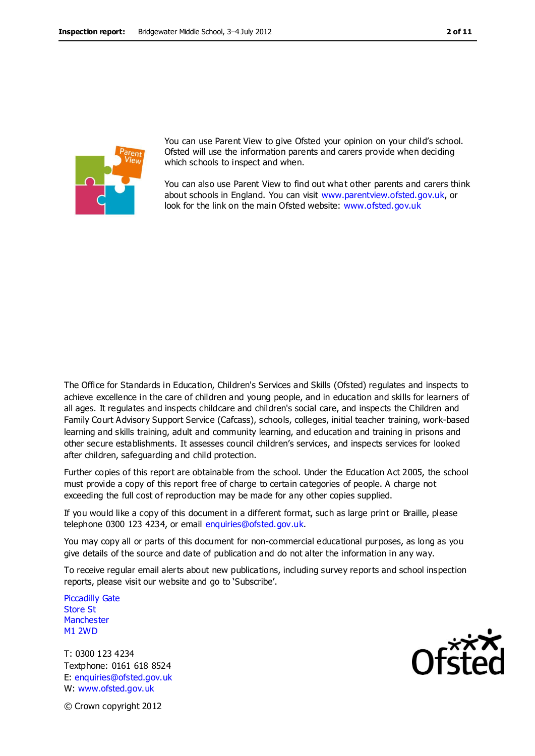You can use Parent View to give Ofsted your opinion on your child's school. Ofsted will use the information parents and carers provide when deciding which schools to inspect and when.

You can also use Parent View to find out what other parents and carers think about schools in England. You can visit www.parentview.ofsted.gov.uk, or look for the link on the main Ofsted website: www.ofsted.gov.uk

The Office for Standards in Education, Children's Services and Skills (Ofsted) regulates and inspects to achieve excellence in the care of children and young people, and in education and skills for learners of all ages. It regulates and inspects childcare and children's social care, and inspects the Children and Family Court Advisory Support Service (Cafcass), schools, colleges, initial teacher training, work-based learning and skills training, adult and community learning, and education and training in prisons and other secure establishments. It assesses council children's services, and inspects services for looked after children, safeguarding and child protection.

Further copies of this report are obtainable from the school. Under the Education Act 2005, the school must provide a copy of this report free of charge to certain categories of people. A charge not exceeding the full cost of reproduction may be made for any other copies supplied.

If you would like a copy of this document in a different format, such as large print or Braille, please telephone 0300 123 4234, or email enquiries@ofsted.gov.uk.

You may copy all or parts of this document for non-commercial educational purposes, as long as you give details of the source and date of publication and do not alter the information in any way.

To receive regular email alerts about new publications, including survey reports and school inspection reports, please visit our website and go to 'Subscribe'.

Piccadilly Gate
Store St
Manchester
M1 2WD

T: 0300 123 4234
Textphone: 0161 618 8524
E: enquiries@ofsted.gov.uk
W: www.ofsted.gov.uk

© Crown copyright 2012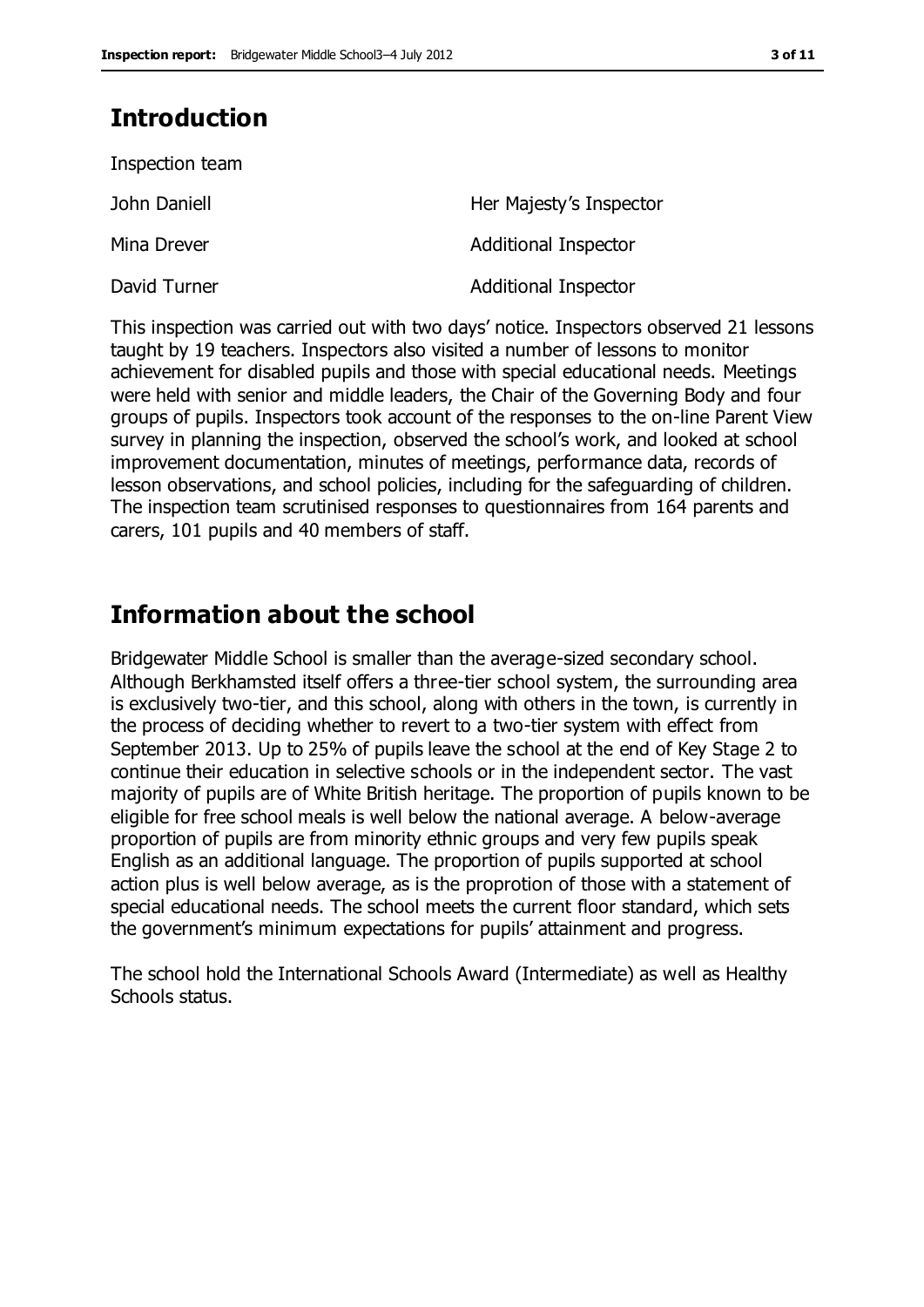## Introduction

Inspection team

| | |
|---|---|
| John Daniell | Her Majesty's Inspector |
| Mina Drever | Additional Inspector |
| David Turner | Additional Inspector |

This inspection was carried out with two days' notice. Inspectors observed 21 lessons taught by 19 teachers. Inspectors also visited a number of lessons to monitor achievement for disabled pupils and those with special educational needs. Meetings were held with senior and middle leaders, the Chair of the Governing Body and four groups of pupils. Inspectors took account of the responses to the on-line Parent View survey in planning the inspection, observed the school's work, and looked at school improvement documentation, minutes of meetings, performance data, records of lesson observations, and school policies, including for the safeguarding of children. The inspection team scrutinised responses to questionnaires from 164 parents and carers, 101 pupils and 40 members of staff.

## Information about the school

Bridgewater Middle School is smaller than the average-sized secondary school. Although Berkhamsted itself offers a three-tier school system, the surrounding area is exclusively two-tier, and this school, along with others in the town, is currently in the process of deciding whether to revert to a two-tier system with effect from September 2013. Up to 25% of pupils leave the school at the end of Key Stage 2 to continue their education in selective schools or in the independent sector. The vast majority of pupils are of White British heritage. The proportion of pupils known to be eligible for free school meals is well below the national average. A below-average proportion of pupils are from minority ethnic groups and very few pupils speak English as an additional language. The proportion of pupils supported at school action plus is well below average, as is the proprotion of those with a statement of special educational needs. The school meets the current floor standard, which sets the government's minimum expectations for pupils' attainment and progress.

The school hold the International Schools Award (Intermediate) as well as Healthy Schools status.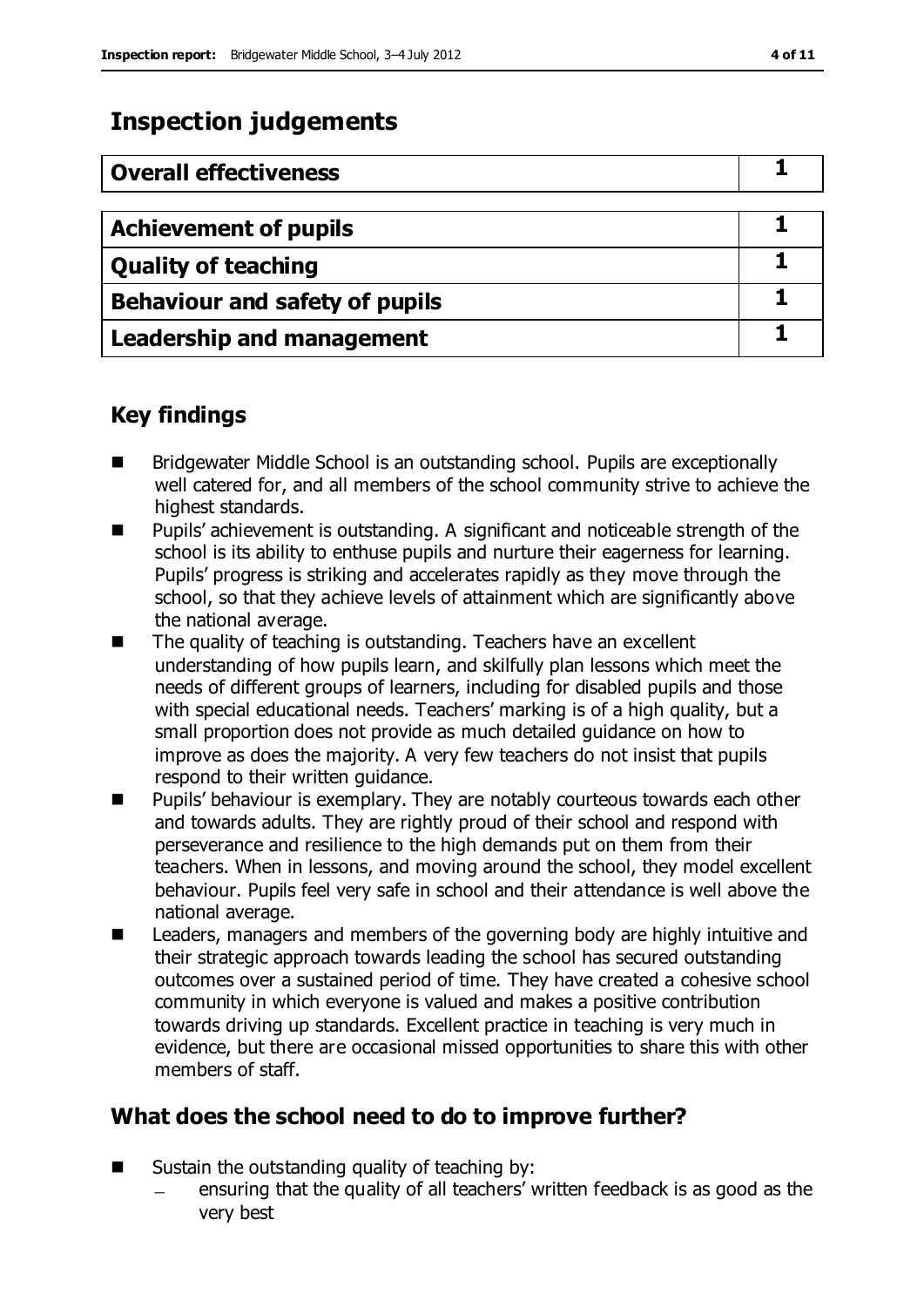# Inspection judgements

| Overall effectiveness | 1 |
|---|---|
| Achievement of pupils | 1 |
| Quality of teaching | 1 |
| Behaviour and safety of pupils | 1 |
| Leadership and management | 1 |

## Key findings

- Bridgewater Middle School is an outstanding school. Pupils are exceptionally well catered for, and all members of the school community strive to achieve the highest standards.
- Pupils' achievement is outstanding. A significant and noticeable strength of the school is its ability to enthuse pupils and nurture their eagerness for learning. Pupils' progress is striking and accelerates rapidly as they move through the school, so that they achieve levels of attainment which are significantly above the national average.
- The quality of teaching is outstanding. Teachers have an excellent understanding of how pupils learn, and skilfully plan lessons which meet the needs of different groups of learners, including for disabled pupils and those with special educational needs. Teachers' marking is of a high quality, but a small proportion does not provide as much detailed guidance on how to improve as does the majority. A very few teachers do not insist that pupils respond to their written guidance.
- Pupils' behaviour is exemplary. They are notably courteous towards each other and towards adults. They are rightly proud of their school and respond with perseverance and resilience to the high demands put on them from their teachers. When in lessons, and moving around the school, they model excellent behaviour. Pupils feel very safe in school and their attendance is well above the national average.
- Leaders, managers and members of the governing body are highly intuitive and their strategic approach towards leading the school has secured outstanding outcomes over a sustained period of time. They have created a cohesive school community in which everyone is valued and makes a positive contribution towards driving up standards. Excellent practice in teaching is very much in evidence, but there are occasional missed opportunities to share this with other members of staff.

## What does the school need to do to improve further?

- Sustain the outstanding quality of teaching by:
  - ensuring that the quality of all teachers' written feedback is as good as the very best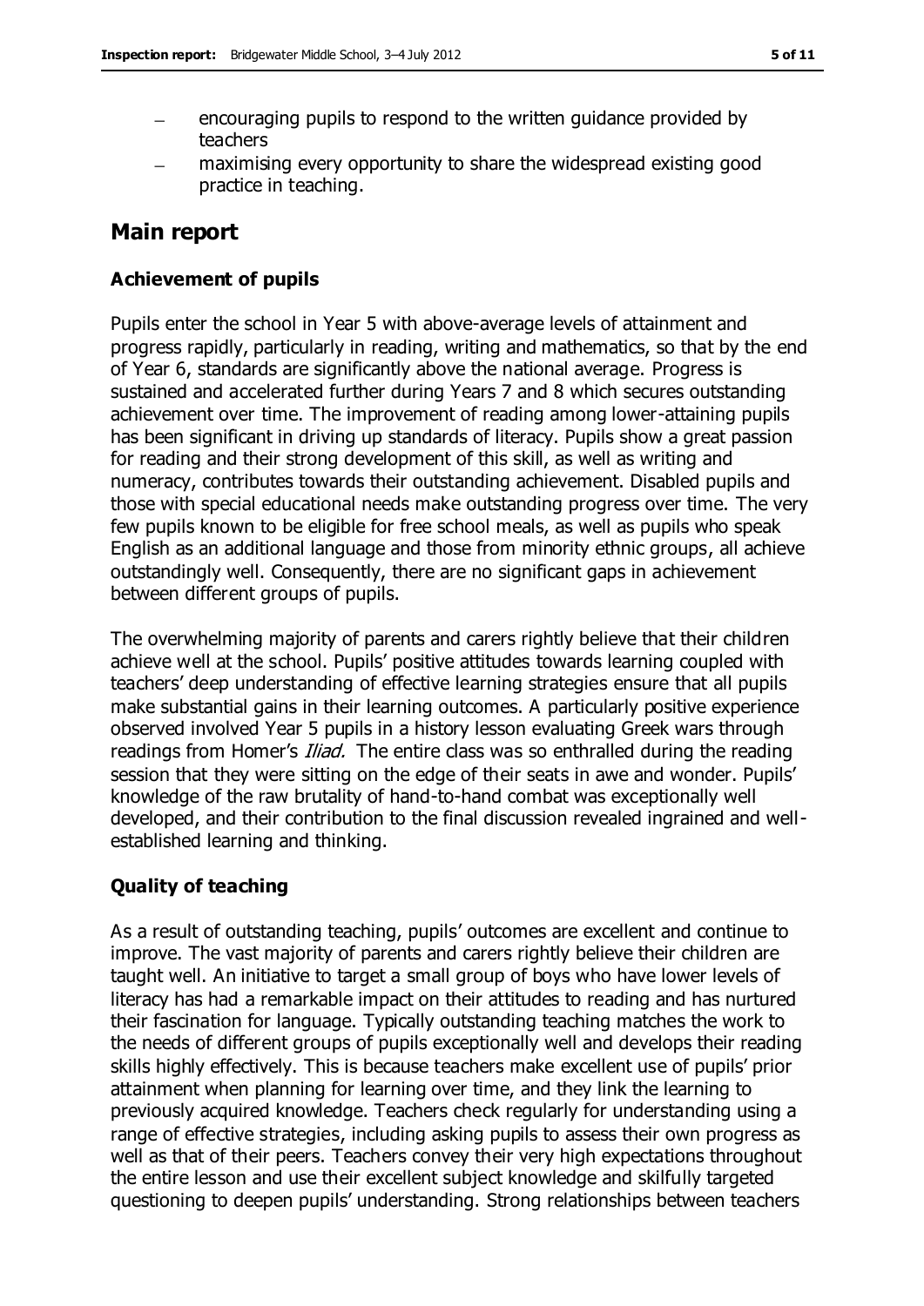- encouraging pupils to respond to the written guidance provided by teachers
- maximising every opportunity to share the widespread existing good practice in teaching.

## Main report

### Achievement of pupils

Pupils enter the school in Year 5 with above-average levels of attainment and progress rapidly, particularly in reading, writing and mathematics, so that by the end of Year 6, standards are significantly above the national average. Progress is sustained and accelerated further during Years 7 and 8 which secures outstanding achievement over time. The improvement of reading among lower-attaining pupils has been significant in driving up standards of literacy. Pupils show a great passion for reading and their strong development of this skill, as well as writing and numeracy, contributes towards their outstanding achievement. Disabled pupils and those with special educational needs make outstanding progress over time. The very few pupils known to be eligible for free school meals, as well as pupils who speak English as an additional language and those from minority ethnic groups, all achieve outstandingly well. Consequently, there are no significant gaps in achievement between different groups of pupils.

The overwhelming majority of parents and carers rightly believe that their children achieve well at the school. Pupils' positive attitudes towards learning coupled with teachers' deep understanding of effective learning strategies ensure that all pupils make substantial gains in their learning outcomes. A particularly positive experience observed involved Year 5 pupils in a history lesson evaluating Greek wars through readings from Homer's *Iliad.* The entire class was so enthralled during the reading session that they were sitting on the edge of their seats in awe and wonder. Pupils' knowledge of the raw brutality of hand-to-hand combat was exceptionally well developed, and their contribution to the final discussion revealed ingrained and well-established learning and thinking.

### Quality of teaching

As a result of outstanding teaching, pupils' outcomes are excellent and continue to improve. The vast majority of parents and carers rightly believe their children are taught well. An initiative to target a small group of boys who have lower levels of literacy has had a remarkable impact on their attitudes to reading and has nurtured their fascination for language. Typically outstanding teaching matches the work to the needs of different groups of pupils exceptionally well and develops their reading skills highly effectively. This is because teachers make excellent use of pupils' prior attainment when planning for learning over time, and they link the learning to previously acquired knowledge. Teachers check regularly for understanding using a range of effective strategies, including asking pupils to assess their own progress as well as that of their peers. Teachers convey their very high expectations throughout the entire lesson and use their excellent subject knowledge and skilfully targeted questioning to deepen pupils' understanding. Strong relationships between teachers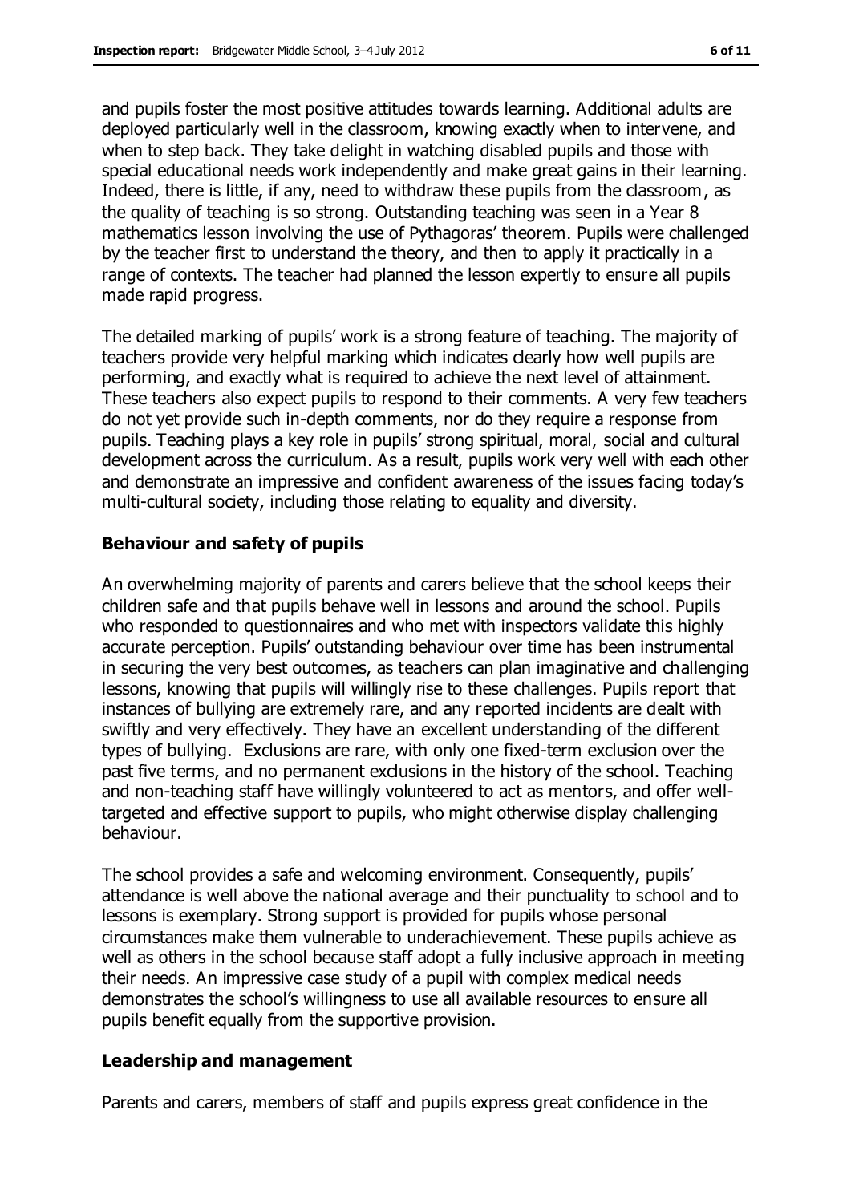and pupils foster the most positive attitudes towards learning. Additional adults are deployed particularly well in the classroom, knowing exactly when to intervene, and when to step back. They take delight in watching disabled pupils and those with special educational needs work independently and make great gains in their learning. Indeed, there is little, if any, need to withdraw these pupils from the classroom, as the quality of teaching is so strong. Outstanding teaching was seen in a Year 8 mathematics lesson involving the use of Pythagoras' theorem. Pupils were challenged by the teacher first to understand the theory, and then to apply it practically in a range of contexts. The teacher had planned the lesson expertly to ensure all pupils made rapid progress.

The detailed marking of pupils' work is a strong feature of teaching. The majority of teachers provide very helpful marking which indicates clearly how well pupils are performing, and exactly what is required to achieve the next level of attainment. These teachers also expect pupils to respond to their comments. A very few teachers do not yet provide such in-depth comments, nor do they require a response from pupils. Teaching plays a key role in pupils' strong spiritual, moral, social and cultural development across the curriculum. As a result, pupils work very well with each other and demonstrate an impressive and confident awareness of the issues facing today's multi-cultural society, including those relating to equality and diversity.

### Behaviour and safety of pupils

An overwhelming majority of parents and carers believe that the school keeps their children safe and that pupils behave well in lessons and around the school. Pupils who responded to questionnaires and who met with inspectors validate this highly accurate perception. Pupils' outstanding behaviour over time has been instrumental in securing the very best outcomes, as teachers can plan imaginative and challenging lessons, knowing that pupils will willingly rise to these challenges. Pupils report that instances of bullying are extremely rare, and any reported incidents are dealt with swiftly and very effectively. They have an excellent understanding of the different types of bullying. Exclusions are rare, with only one fixed-term exclusion over the past five terms, and no permanent exclusions in the history of the school. Teaching and non-teaching staff have willingly volunteered to act as mentors, and offer well-targeted and effective support to pupils, who might otherwise display challenging behaviour.

The school provides a safe and welcoming environment. Consequently, pupils' attendance is well above the national average and their punctuality to school and to lessons is exemplary. Strong support is provided for pupils whose personal circumstances make them vulnerable to underachievement. These pupils achieve as well as others in the school because staff adopt a fully inclusive approach in meeting their needs. An impressive case study of a pupil with complex medical needs demonstrates the school's willingness to use all available resources to ensure all pupils benefit equally from the supportive provision.

### Leadership and management

Parents and carers, members of staff and pupils express great confidence in the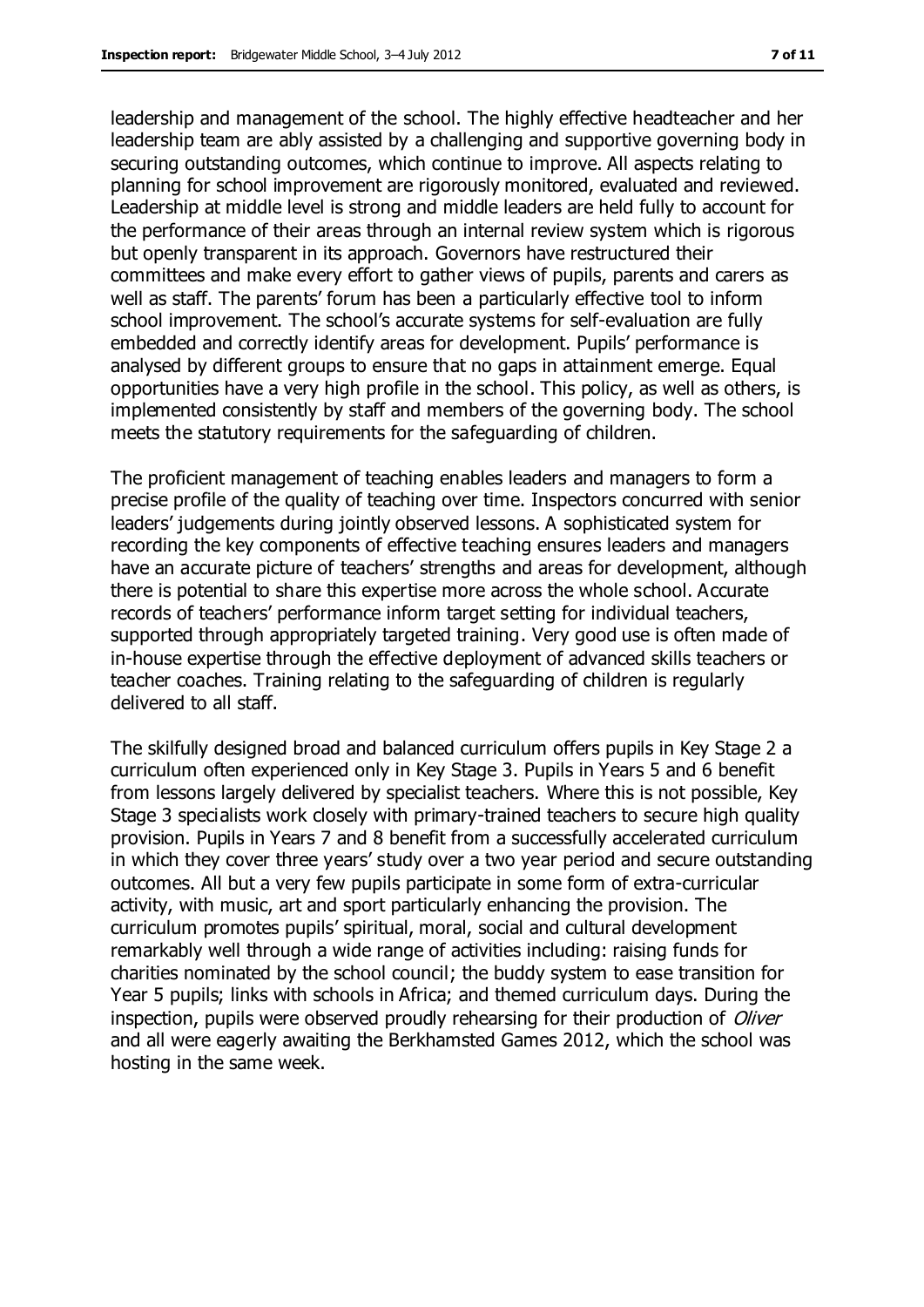leadership and management of the school. The highly effective headteacher and her leadership team are ably assisted by a challenging and supportive governing body in securing outstanding outcomes, which continue to improve. All aspects relating to planning for school improvement are rigorously monitored, evaluated and reviewed. Leadership at middle level is strong and middle leaders are held fully to account for the performance of their areas through an internal review system which is rigorous but openly transparent in its approach. Governors have restructured their committees and make every effort to gather views of pupils, parents and carers as well as staff. The parents' forum has been a particularly effective tool to inform school improvement. The school's accurate systems for self-evaluation are fully embedded and correctly identify areas for development. Pupils' performance is analysed by different groups to ensure that no gaps in attainment emerge. Equal opportunities have a very high profile in the school. This policy, as well as others, is implemented consistently by staff and members of the governing body. The school meets the statutory requirements for the safeguarding of children.

The proficient management of teaching enables leaders and managers to form a precise profile of the quality of teaching over time. Inspectors concurred with senior leaders' judgements during jointly observed lessons. A sophisticated system for recording the key components of effective teaching ensures leaders and managers have an accurate picture of teachers' strengths and areas for development, although there is potential to share this expertise more across the whole school. Accurate records of teachers' performance inform target setting for individual teachers, supported through appropriately targeted training. Very good use is often made of in-house expertise through the effective deployment of advanced skills teachers or teacher coaches. Training relating to the safeguarding of children is regularly delivered to all staff.

The skilfully designed broad and balanced curriculum offers pupils in Key Stage 2 a curriculum often experienced only in Key Stage 3. Pupils in Years 5 and 6 benefit from lessons largely delivered by specialist teachers. Where this is not possible, Key Stage 3 specialists work closely with primary-trained teachers to secure high quality provision. Pupils in Years 7 and 8 benefit from a successfully accelerated curriculum in which they cover three years' study over a two year period and secure outstanding outcomes. All but a very few pupils participate in some form of extra-curricular activity, with music, art and sport particularly enhancing the provision. The curriculum promotes pupils' spiritual, moral, social and cultural development remarkably well through a wide range of activities including: raising funds for charities nominated by the school council; the buddy system to ease transition for Year 5 pupils; links with schools in Africa; and themed curriculum days. During the inspection, pupils were observed proudly rehearsing for their production of *Oliver* and all were eagerly awaiting the Berkhamsted Games 2012, which the school was hosting in the same week.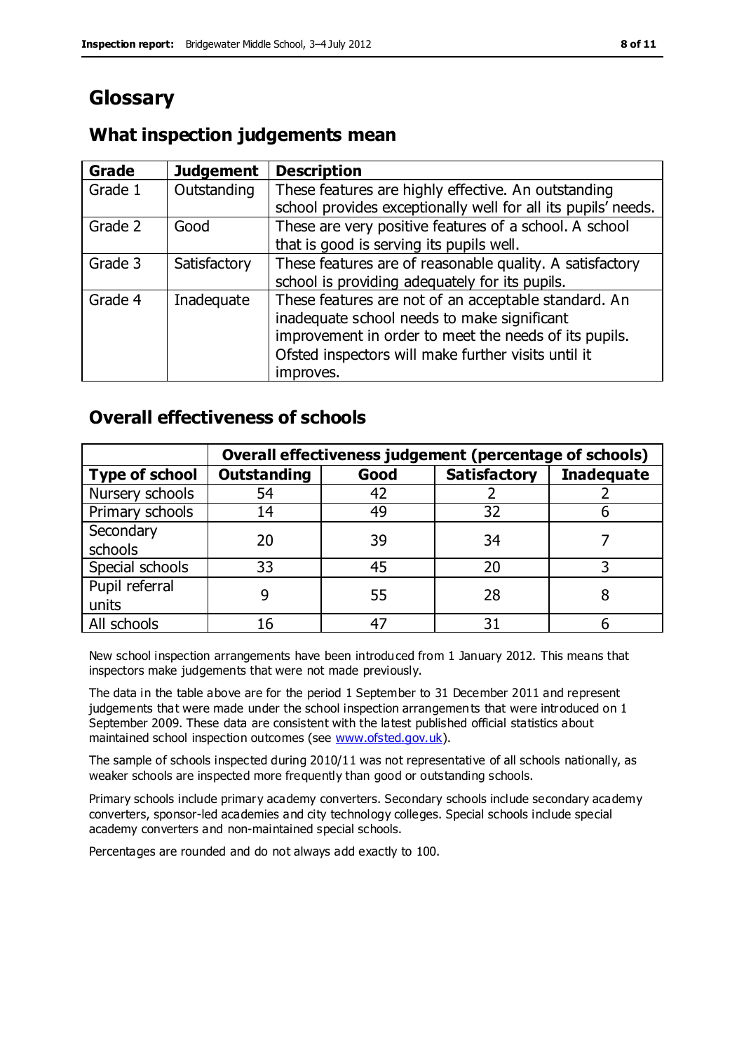# Glossary

## What inspection judgements mean

| Grade | Judgement | Description |
| --- | --- | --- |
| Grade 1 | Outstanding | These features are highly effective. An outstanding school provides exceptionally well for all its pupils' needs. |
| Grade 2 | Good | These are very positive features of a school. A school that is good is serving its pupils well. |
| Grade 3 | Satisfactory | These features are of reasonable quality. A satisfactory school is providing adequately for its pupils. |
| Grade 4 | Inadequate | These features are not of an acceptable standard. An inadequate school needs to make significant improvement in order to meet the needs of its pupils. Ofsted inspectors will make further visits until it improves. |

## Overall effectiveness of schools

| | Overall effectiveness judgement (percentage of schools) | | | |
| --- | --- | --- | --- | --- |
| **Type of school** | **Outstanding** | **Good** | **Satisfactory** | **Inadequate** |
| Nursery schools | 54 | 42 | 2 | 2 |
| Primary schools | 14 | 49 | 32 | 6 |
| Secondary schools | 20 | 39 | 34 | 7 |
| Special schools | 33 | 45 | 20 | 3 |
| Pupil referral units | 9 | 55 | 28 | 8 |
| All schools | 16 | 47 | 31 | 6 |

New school inspection arrangements have been introduced from 1 January 2012. This means that inspectors make judgements that were not made previously.

The data in the table above are for the period 1 September to 31 December 2011 and represent judgements that were made under the school inspection arrangements that were introduced on 1 September 2009. These data are consistent with the latest published official statistics about maintained school inspection outcomes (see www.ofsted.gov.uk).

The sample of schools inspected during 2010/11 was not representative of all schools nationally, as weaker schools are inspected more frequently than good or outstanding schools.

Primary schools include primary academy converters. Secondary schools include secondary academy converters, sponsor-led academies and city technology colleges. Special schools include special academy converters and non-maintained special schools.

Percentages are rounded and do not always add exactly to 100.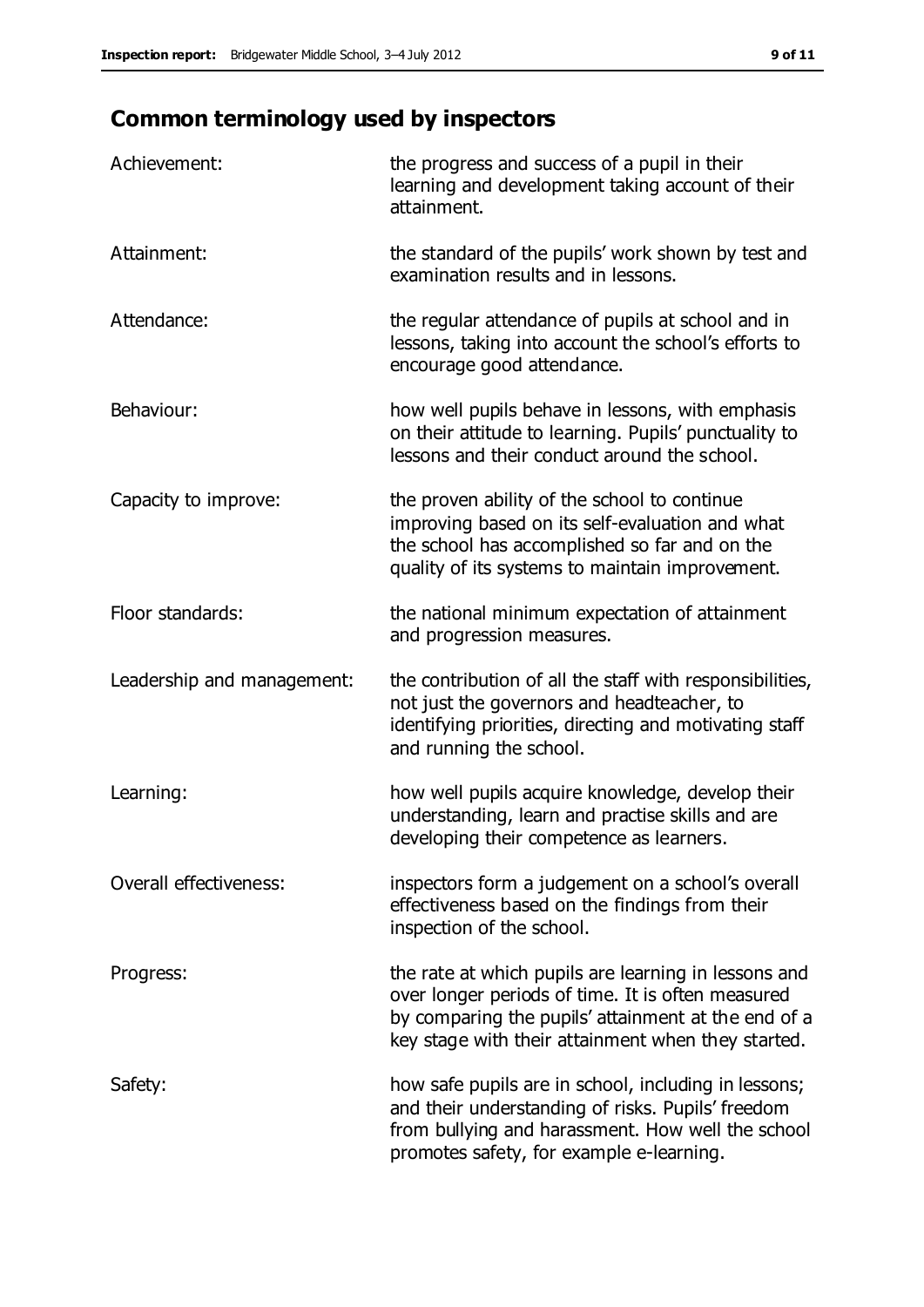## Common terminology used by inspectors

| | |
|---|---|
| Achievement: | the progress and success of a pupil in their learning and development taking account of their attainment. |
| Attainment: | the standard of the pupils' work shown by test and examination results and in lessons. |
| Attendance: | the regular attendance of pupils at school and in lessons, taking into account the school's efforts to encourage good attendance. |
| Behaviour: | how well pupils behave in lessons, with emphasis on their attitude to learning. Pupils' punctuality to lessons and their conduct around the school. |
| Capacity to improve: | the proven ability of the school to continue improving based on its self-evaluation and what the school has accomplished so far and on the quality of its systems to maintain improvement. |
| Floor standards: | the national minimum expectation of attainment and progression measures. |
| Leadership and management: | the contribution of all the staff with responsibilities, not just the governors and headteacher, to identifying priorities, directing and motivating staff and running the school. |
| Learning: | how well pupils acquire knowledge, develop their understanding, learn and practise skills and are developing their competence as learners. |
| Overall effectiveness: | inspectors form a judgement on a school's overall effectiveness based on the findings from their inspection of the school. |
| Progress: | the rate at which pupils are learning in lessons and over longer periods of time. It is often measured by comparing the pupils' attainment at the end of a key stage with their attainment when they started. |
| Safety: | how safe pupils are in school, including in lessons; and their understanding of risks. Pupils' freedom from bullying and harassment. How well the school promotes safety, for example e-learning. |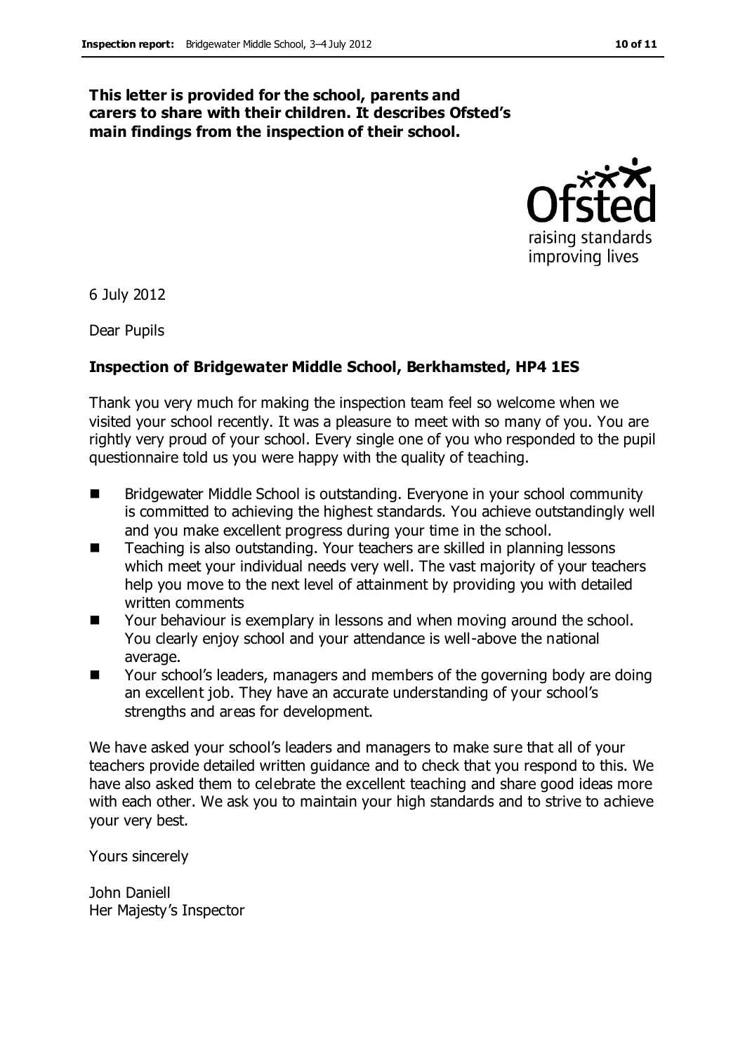**This letter is provided for the school, parents and carers to share with their children. It describes Ofsted's main findings from the inspection of their school.**

6 July 2012

Dear Pupils

**Inspection of Bridgewater Middle School, Berkhamsted, HP4 1ES**

Thank you very much for making the inspection team feel so welcome when we visited your school recently. It was a pleasure to meet with so many of you. You are rightly very proud of your school. Every single one of you who responded to the pupil questionnaire told us you were happy with the quality of teaching.

- Bridgewater Middle School is outstanding. Everyone in your school community is committed to achieving the highest standards. You achieve outstandingly well and you make excellent progress during your time in the school.
- Teaching is also outstanding. Your teachers are skilled in planning lessons which meet your individual needs very well. The vast majority of your teachers help you move to the next level of attainment by providing you with detailed written comments
- Your behaviour is exemplary in lessons and when moving around the school. You clearly enjoy school and your attendance is well-above the national average.
- Your school's leaders, managers and members of the governing body are doing an excellent job. They have an accurate understanding of your school's strengths and areas for development.

We have asked your school's leaders and managers to make sure that all of your teachers provide detailed written guidance and to check that you respond to this. We have also asked them to celebrate the excellent teaching and share good ideas more with each other. We ask you to maintain your high standards and to strive to achieve your very best.

Yours sincerely

John Daniell
Her Majesty's Inspector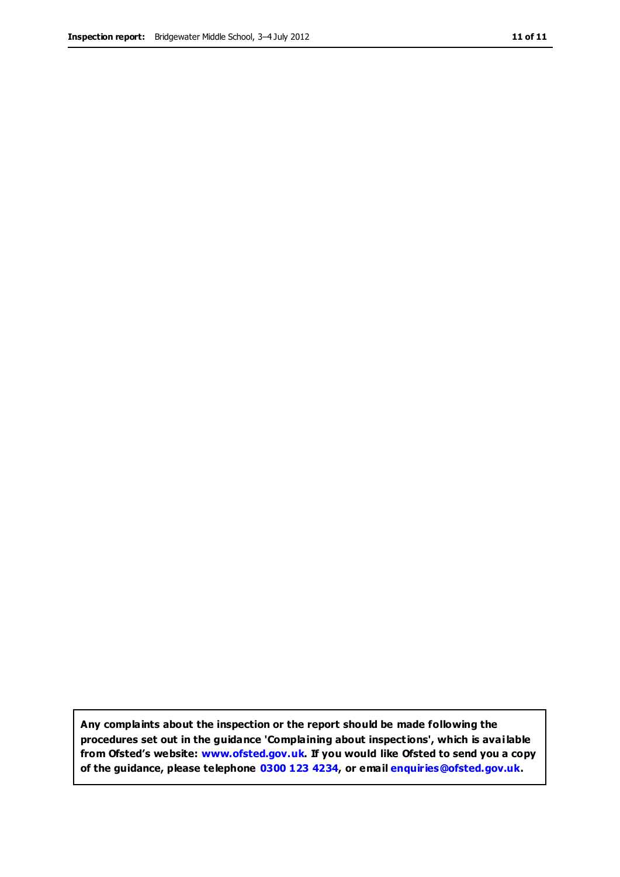**Any complaints about the inspection or the report should be made following the procedures set out in the guidance 'Complaining about inspections', which is available from Ofsted's website: www.ofsted.gov.uk. If you would like Ofsted to send you a copy of the guidance, please telephone 0300 123 4234, or email enquiries@ofsted.gov.uk.**